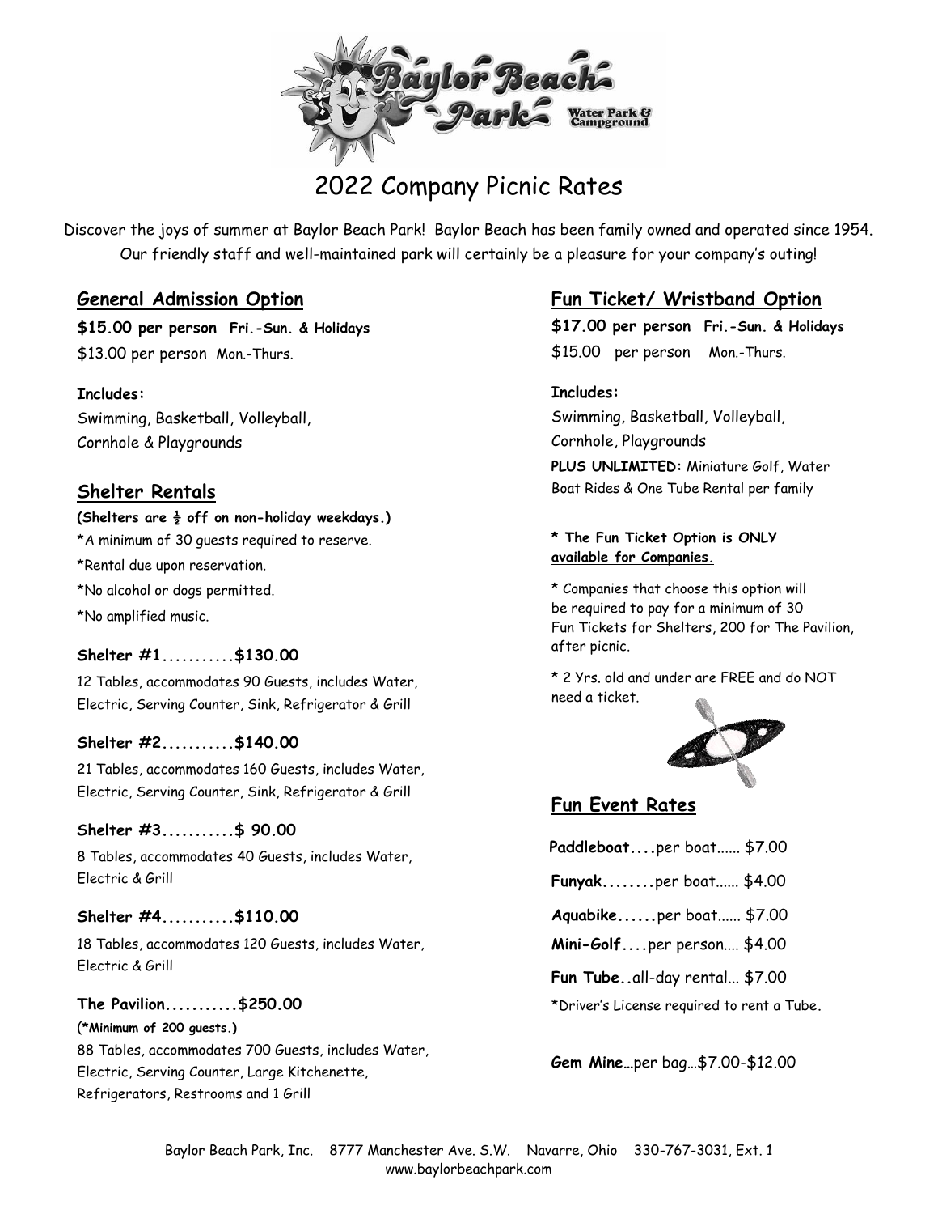# 2022 Company Picnic Rates

Discover the joys of summer at Baylor Beach Park! Baylor Beach has been family owned and operated since 1954. Our friendly staff and well-maintained park will certainly be a pleasure for your company's outing!

## General Admission Option

**$15.00 per person Fri.-Sun. & Holidays**
$13.00 per person Mon.-Thurs.

**Includes:**
Swimming, Basketball, Volleyball, Cornhole & Playgrounds

## Shelter Rentals

**(Shelters are ½ off on non-holiday weekdays.)**
*A minimum of 30 guests required to reserve.
*Rental due upon reservation.
*No alcohol or dogs permitted.
*No amplified music.

**Shelter #1...........$130.00**
12 Tables, accommodates 90 Guests, includes Water, Electric, Serving Counter, Sink, Refrigerator & Grill

**Shelter #2...........$140.00**
21 Tables, accommodates 160 Guests, includes Water, Electric, Serving Counter, Sink, Refrigerator & Grill

**Shelter #3...........$ 90.00**
8 Tables, accommodates 40 Guests, includes Water, Electric & Grill

**Shelter #4...........$110.00**
18 Tables, accommodates 120 Guests, includes Water, Electric & Grill

**The Pavilion...........$250.00**
**(*Minimum of 200 guests.)**
88 Tables, accommodates 700 Guests, includes Water, Electric, Serving Counter, Large Kitchenette, Refrigerators, Restrooms and 1 Grill

## Fun Ticket/ Wristband Option

**$17.00 per person Fri.-Sun. & Holidays**
$15.00 per person Mon.-Thurs.

**Includes:**
Swimming, Basketball, Volleyball, Cornhole, Playgrounds
**PLUS UNLIMITED:** Miniature Golf, Water Boat Rides & One Tube Rental per family

**\* The Fun Ticket Option is ONLY available for Companies.**

\* Companies that choose this option will be required to pay for a minimum of 30 Fun Tickets for Shelters, 200 for The Pavilion, after picnic.

\* 2 Yrs. old and under are FREE and do NOT need a ticket.

## Fun Event Rates

**Paddleboat....**per boat...... $7.00
**Funyak........**per boat...... $4.00
**Aquabike......**per boat...... $7.00
**Mini-Golf....**per person.... $4.00
**Fun Tube..**all-day rental... $7.00
*Driver's License required to rent a Tube.

**Gem Mine**…per bag…$7.00-$12.00

Baylor Beach Park, Inc. 8777 Manchester Ave. S.W. Navarre, Ohio 330-767-3031, Ext. 1
www.baylorbeachpark.com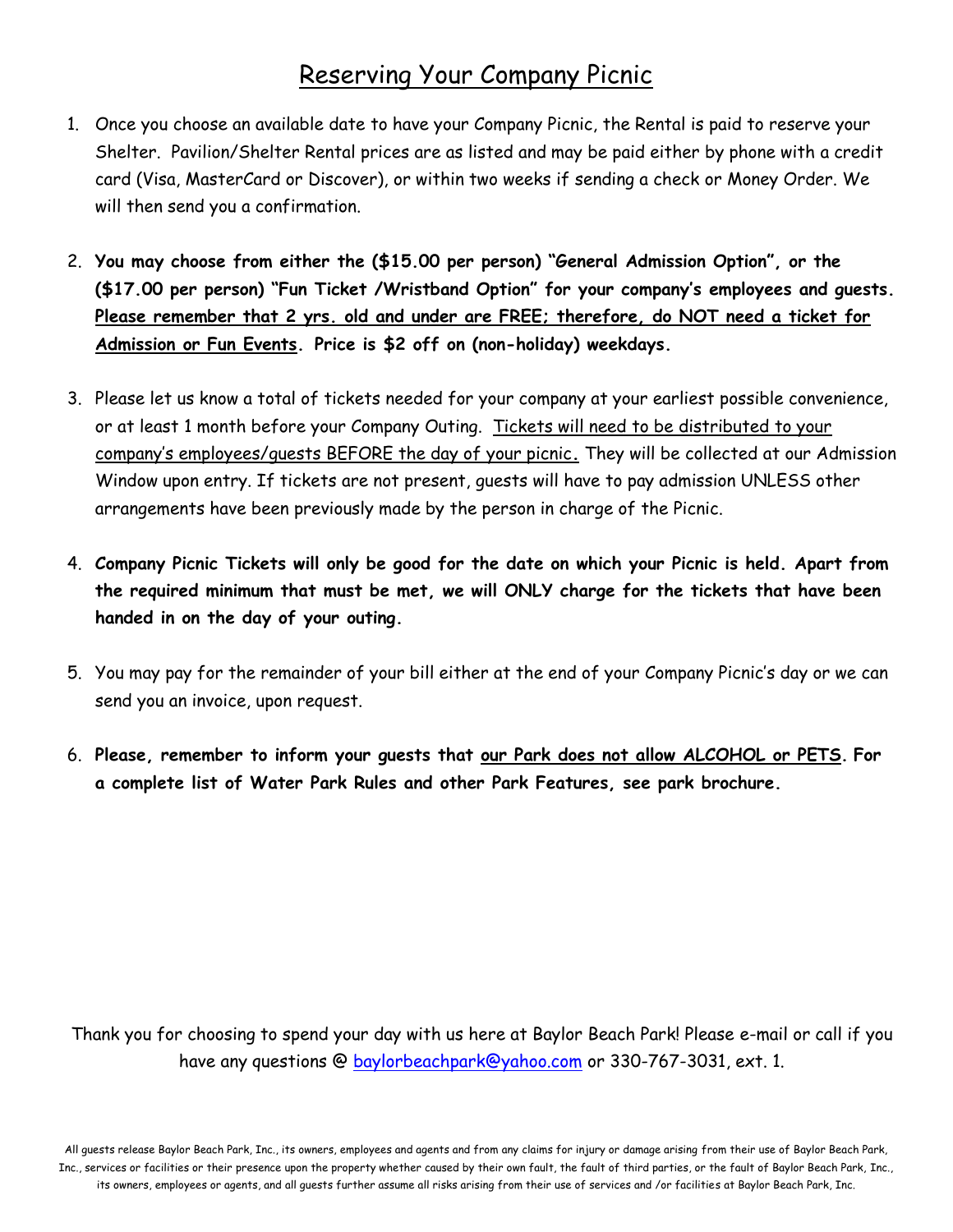# Reserving Your Company Picnic

1. Once you choose an available date to have your Company Picnic, the Rental is paid to reserve your Shelter. Pavilion/Shelter Rental prices are as listed and may be paid either by phone with a credit card (Visa, MasterCard or Discover), or within two weeks if sending a check or Money Order. We will then send you a confirmation.

2. **You may choose from either the ($15.00 per person) "General Admission Option", or the ($17.00 per person) "Fun Ticket /Wristband Option" for your company's employees and guests. Please remember that 2 yrs. old and under are FREE; therefore, do NOT need a ticket for Admission or Fun Events. Price is $2 off on (non-holiday) weekdays.**

3. Please let us know a total of tickets needed for your company at your earliest possible convenience, or at least 1 month before your Company Outing. Tickets will need to be distributed to your company's employees/guests BEFORE the day of your picnic. They will be collected at our Admission Window upon entry. If tickets are not present, guests will have to pay admission UNLESS other arrangements have been previously made by the person in charge of the Picnic.

4. **Company Picnic Tickets will only be good for the date on which your Picnic is held. Apart from the required minimum that must be met, we will ONLY charge for the tickets that have been handed in on the day of your outing.**

5. You may pay for the remainder of your bill either at the end of your Company Picnic's day or we can send you an invoice, upon request.

6. **Please, remember to inform your guests that our Park does not allow ALCOHOL or PETS. For a complete list of Water Park Rules and other Park Features, see park brochure.**

Thank you for choosing to spend your day with us here at Baylor Beach Park! Please e-mail or call if you have any questions @ baylorbeachpark@yahoo.com or 330-767-3031, ext. 1.

All guests release Baylor Beach Park, Inc., its owners, employees and agents and from any claims for injury or damage arising from their use of Baylor Beach Park, Inc., services or facilities or their presence upon the property whether caused by their own fault, the fault of third parties, or the fault of Baylor Beach Park, Inc., its owners, employees or agents, and all guests further assume all risks arising from their use of services and /or facilities at Baylor Beach Park, Inc.